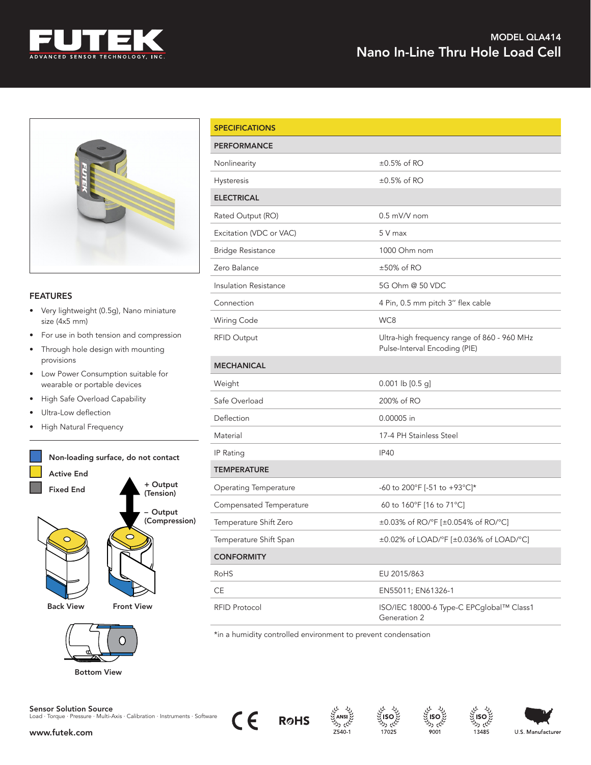# MODEL QLA414

## Nano In-Line Thru Hole Load Cell

### FEATURES

- Very lightweight (0.5g), Nano miniature size (4x5 mm)
- For use in both tension and compression
- Through hole design with mounting provisions
- Low Power Consumption suitable for wearable or portable devices
- High Safe Overload Capability
- Ultra-Low deflection
- High Natural Frequency

Non-loading surface, do not contact

Active End

Fixed End

+ Output (Tension)

– Output (Compression)

Back View

Front View

Bottom View

| SPECIFICATIONS | |
|---|---|
| **PERFORMANCE** | |
| Nonlinearity | ±0.5% of RO |
| Hysteresis | ±0.5% of RO |
| **ELECTRICAL** | |
| Rated Output (RO) | 0.5 mV/V nom |
| Excitation (VDC or VAC) | 5 V max |
| Bridge Resistance | 1000 Ohm nom |
| Zero Balance | ±50% of RO |
| Insulation Resistance | 5G Ohm @ 50 VDC |
| Connection | 4 Pin, 0.5 mm pitch 3″ flex cable |
| Wiring Code | WC8 |
| RFID Output | Ultra-high frequency range of 860 - 960 MHz Pulse-Interval Encoding (PIE) |
| **MECHANICAL** | |
| Weight | 0.001 lb [0.5 g] |
| Safe Overload | 200% of RO |
| Deflection | 0.00005 in |
| Material | 17-4 PH Stainless Steel |
| IP Rating | IP40 |
| **TEMPERATURE** | |
| Operating Temperature | -60 to 200°F [-51 to +93°C]* |
| Compensated Temperature | 60 to 160°F [16 to 71°C] |
| Temperature Shift Zero | ±0.03% of RO/°F [±0.054% of RO/°C] |
| Temperature Shift Span | ±0.02% of LOAD/°F [±0.036% of LOAD/°C] |
| **CONFORMITY** | |
| RoHS | EU 2015/863 |
| CE | EN55011; EN61326-1 |
| RFID Protocol | ISO/IEC 18000-6 Type-C EPCglobal™ Class1 Generation 2 |

*in a humidity controlled environment to prevent condensation

**Sensor Solution Source**
Load · Torque · Pressure · Multi-Axis · Calibration · Instruments · Software

www.futek.com

ANSI Z540-1 · ISO 17025 · ISO 9001 · ISO 13485 · U.S. Manufacturer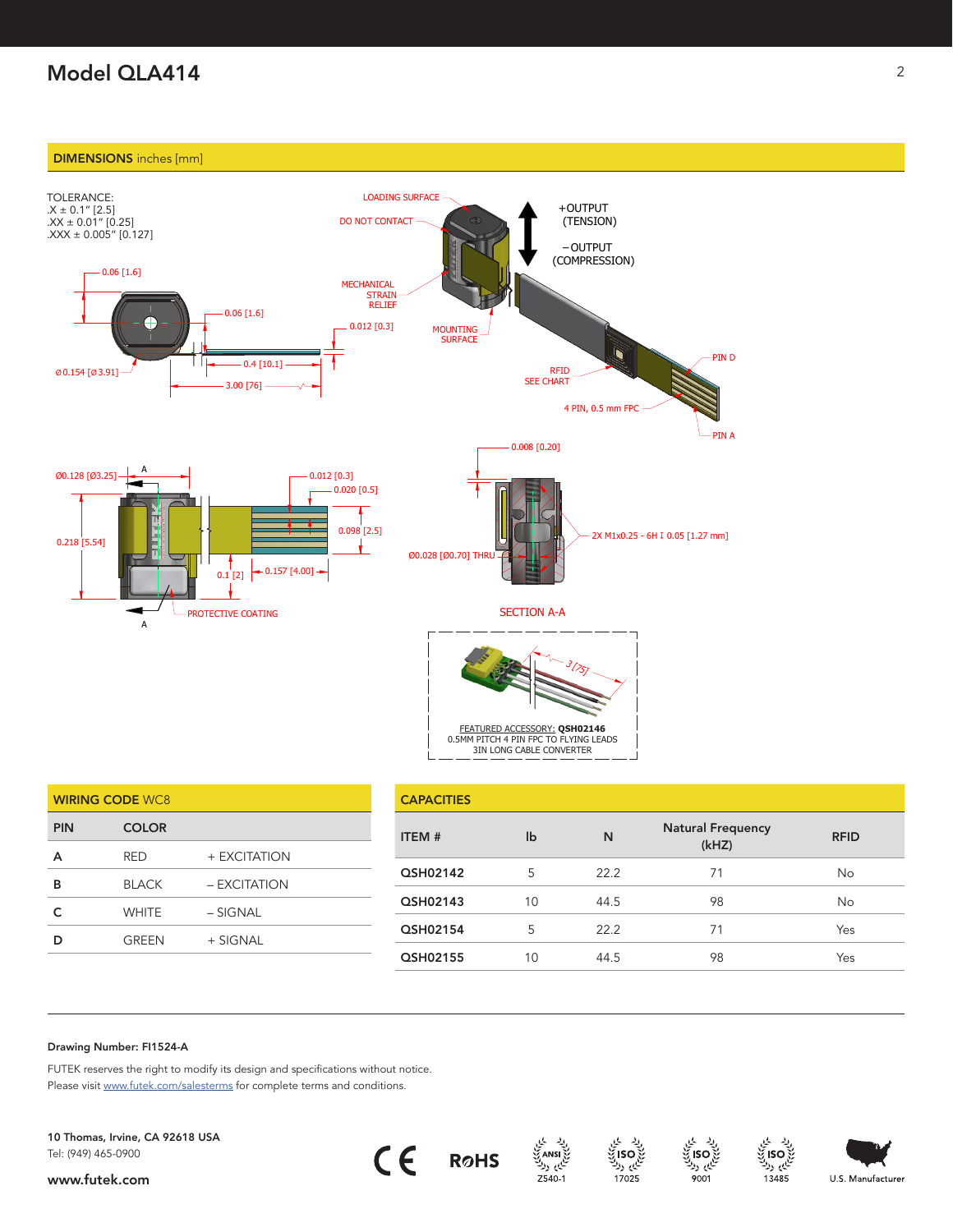# Model QLA414

## DIMENSIONS inches [mm]

TOLERANCE:
.X ± 0.1" [2.5]
.XX ± 0.01" [0.25]
.XXX ± 0.005" [0.127]

LOADING SURFACE
DO NOT CONTACT
MECHANICAL STRAIN RELIEF
MOUNTING SURFACE
+OUTPUT (TENSION)
–OUTPUT (COMPRESSION)
RFID SEE CHART
4 PIN, 0.5 mm FPC
PIN D
PIN A

0.06 [1.6]
0.06 [1.6]
0.012 [0.3]
Ø0.154 [Ø3.91]
0.4 [10.1]
3.00 [76]

Ø0.128 [Ø3.25]
A
0.218 [5.54]
0.012 [0.3]
0.020 [0.5]
0.098 [2.5]
0.1 [2]
0.157 [4.00]
PROTECTIVE COATING
A

0.008 [0.20]
Ø0.028 [Ø0.70] THRU
2X M1x0.25 - 6H I 0.05 [1.27 mm]
SECTION A-A

3 [75]
FEATURED ACCESSORY: **QSH02146**
0.5MM PITCH 4 PIN FPC TO FLYING LEADS
3IN LONG CABLE CONVERTER

## WIRING CODE WC8

| PIN | COLOR | |
|---|---|---|
| A | RED | + EXCITATION |
| B | BLACK | – EXCITATION |
| C | WHITE | – SIGNAL |
| D | GREEN | + SIGNAL |

## CAPACITIES

| ITEM # | lb | N | Natural Frequency (kHZ) | RFID |
|---|---|---|---|---|
| QSH02142 | 5 | 22.2 | 71 | No |
| QSH02143 | 10 | 44.5 | 98 | No |
| QSH02154 | 5 | 22.2 | 71 | Yes |
| QSH02155 | 10 | 44.5 | 98 | Yes |

**Drawing Number: FI1524-A**

FUTEK reserves the right to modify its design and specifications without notice.
Please visit www.futek.com/salesterms for complete terms and conditions.

**10 Thomas, Irvine, CA 92618 USA**
Tel: (949) 465-0900

**www.futek.com**

CE RoHS ANSI Z540-1 ISO 17025 ISO 9001 ISO 13485 U.S. Manufacturer